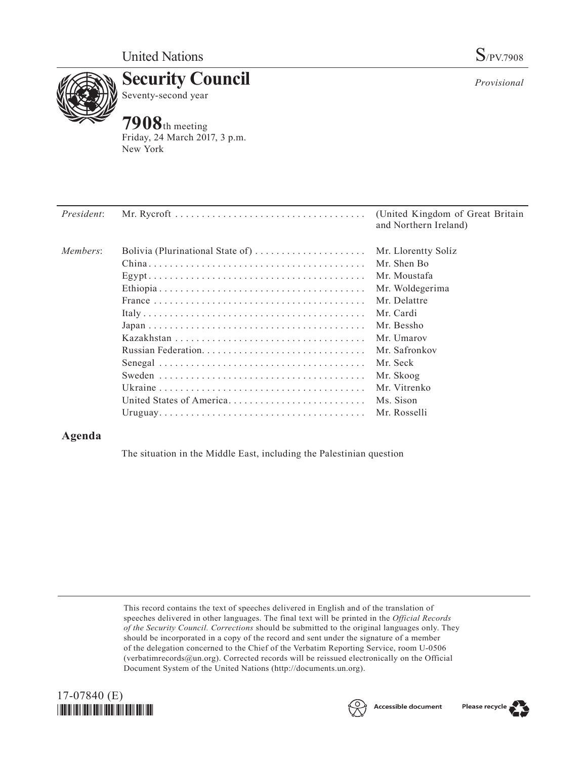United Nations

S/PV.7908

# Security Council

Seventy-second year

*Provisional*

**7908**th meeting
Friday, 24 March 2017, 3 p.m.
New York

| | | |
|---|---|---|
| *President*: | Mr. Rycroft | (United Kingdom of Great Britain and Northern Ireland) |
| *Members*: | Bolivia (Plurinational State of) | Mr. Llorentty Solíz |
| | China | Mr. Shen Bo |
| | Egypt | Mr. Moustafa |
| | Ethiopia | Mr. Woldegerima |
| | France | Mr. Delattre |
| | Italy | Mr. Cardi |
| | Japan | Mr. Bessho |
| | Kazakhstan | Mr. Umarov |
| | Russian Federation | Mr. Safronkov |
| | Senegal | Mr. Seck |
| | Sweden | Mr. Skoog |
| | Ukraine | Mr. Vitrenko |
| | United States of America | Ms. Sison |
| | Uruguay | Mr. Rosselli |

## Agenda

The situation in the Middle East, including the Palestinian question

This record contains the text of speeches delivered in English and of the translation of speeches delivered in other languages. The final text will be printed in the *Official Records of the Security Council. Corrections* should be submitted to the original languages only. They should be incorporated in a copy of the record and sent under the signature of a member of the delegation concerned to the Chief of the Verbatim Reporting Service, room U-0506 (verbatimrecords@un.org). Corrected records will be reissued electronically on the Official Document System of the United Nations (http://documents.un.org).

17-07840 (E)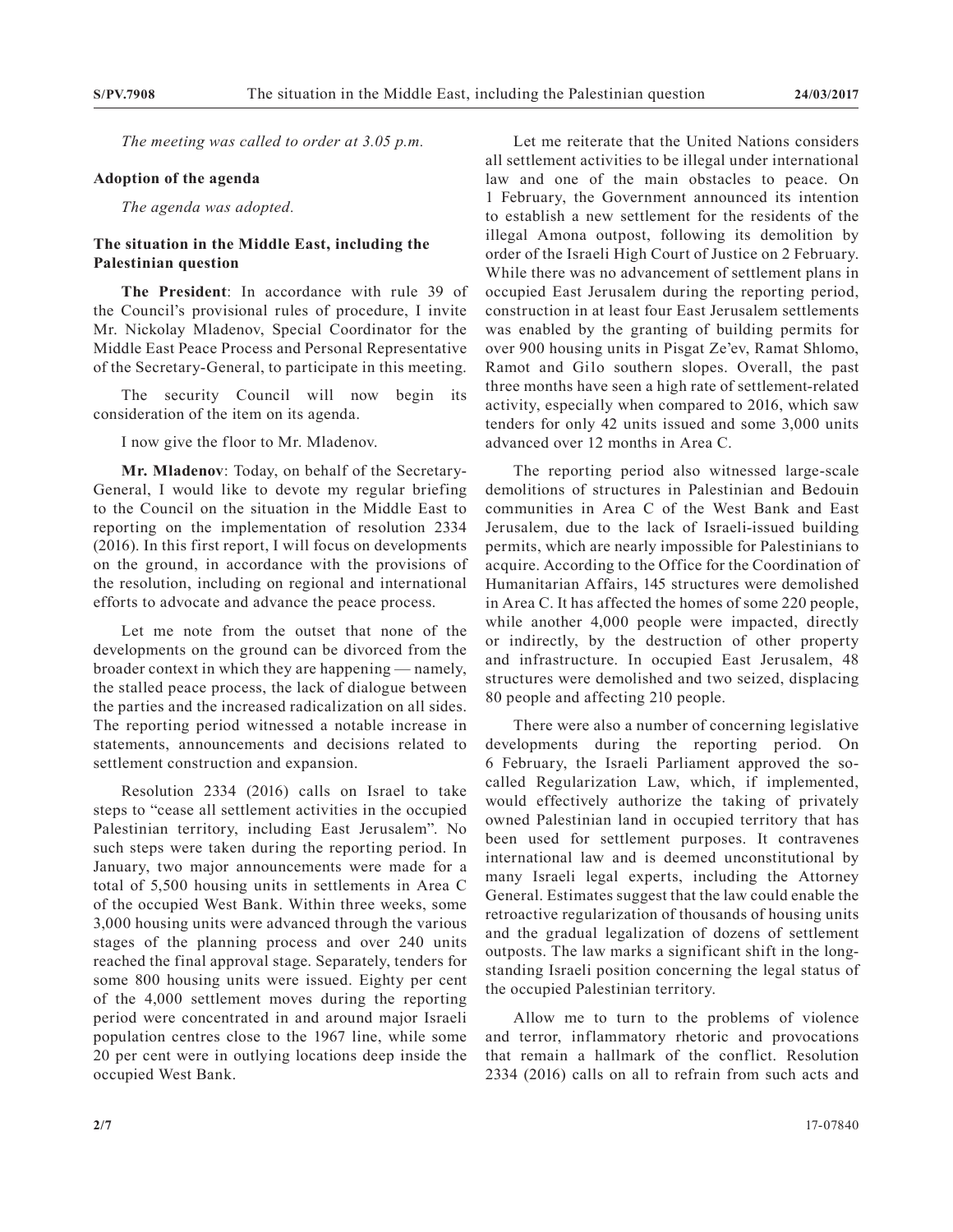*The meeting was called to order at 3.05 p.m.*

**Adoption of the agenda**

*The agenda was adopted.*

**The situation in the Middle East, including the Palestinian question**

**The President**: In accordance with rule 39 of the Council's provisional rules of procedure, I invite Mr. Nickolay Mladenov, Special Coordinator for the Middle East Peace Process and Personal Representative of the Secretary-General, to participate in this meeting.

The security Council will now begin its consideration of the item on its agenda.

I now give the floor to Mr. Mladenov.

**Mr. Mladenov**: Today, on behalf of the Secretary-General, I would like to devote my regular briefing to the Council on the situation in the Middle East to reporting on the implementation of resolution 2334 (2016). In this first report, I will focus on developments on the ground, in accordance with the provisions of the resolution, including on regional and international efforts to advocate and advance the peace process.

Let me note from the outset that none of the developments on the ground can be divorced from the broader context in which they are happening — namely, the stalled peace process, the lack of dialogue between the parties and the increased radicalization on all sides. The reporting period witnessed a notable increase in statements, announcements and decisions related to settlement construction and expansion.

Resolution 2334 (2016) calls on Israel to take steps to "cease all settlement activities in the occupied Palestinian territory, including East Jerusalem". No such steps were taken during the reporting period. In January, two major announcements were made for a total of 5,500 housing units in settlements in Area C of the occupied West Bank. Within three weeks, some 3,000 housing units were advanced through the various stages of the planning process and over 240 units reached the final approval stage. Separately, tenders for some 800 housing units were issued. Eighty per cent of the 4,000 settlement moves during the reporting period were concentrated in and around major Israeli population centres close to the 1967 line, while some 20 per cent were in outlying locations deep inside the occupied West Bank.

Let me reiterate that the United Nations considers all settlement activities to be illegal under international law and one of the main obstacles to peace. On 1 February, the Government announced its intention to establish a new settlement for the residents of the illegal Amona outpost, following its demolition by order of the Israeli High Court of Justice on 2 February. While there was no advancement of settlement plans in occupied East Jerusalem during the reporting period, construction in at least four East Jerusalem settlements was enabled by the granting of building permits for over 900 housing units in Pisgat Ze'ev, Ramat Shlomo, Ramot and Gilo southern slopes. Overall, the past three months have seen a high rate of settlement-related activity, especially when compared to 2016, which saw tenders for only 42 units issued and some 3,000 units advanced over 12 months in Area C.

The reporting period also witnessed large-scale demolitions of structures in Palestinian and Bedouin communities in Area C of the West Bank and East Jerusalem, due to the lack of Israeli-issued building permits, which are nearly impossible for Palestinians to acquire. According to the Office for the Coordination of Humanitarian Affairs, 145 structures were demolished in Area C. It has affected the homes of some 220 people, while another 4,000 people were impacted, directly or indirectly, by the destruction of other property and infrastructure. In occupied East Jerusalem, 48 structures were demolished and two seized, displacing 80 people and affecting 210 people.

There were also a number of concerning legislative developments during the reporting period. On 6 February, the Israeli Parliament approved the so-called Regularization Law, which, if implemented, would effectively authorize the taking of privately owned Palestinian land in occupied territory that has been used for settlement purposes. It contravenes international law and is deemed unconstitutional by many Israeli legal experts, including the Attorney General. Estimates suggest that the law could enable the retroactive regularization of thousands of housing units and the gradual legalization of dozens of settlement outposts. The law marks a significant shift in the long-standing Israeli position concerning the legal status of the occupied Palestinian territory.

Allow me to turn to the problems of violence and terror, inflammatory rhetoric and provocations that remain a hallmark of the conflict. Resolution 2334 (2016) calls on all to refrain from such acts and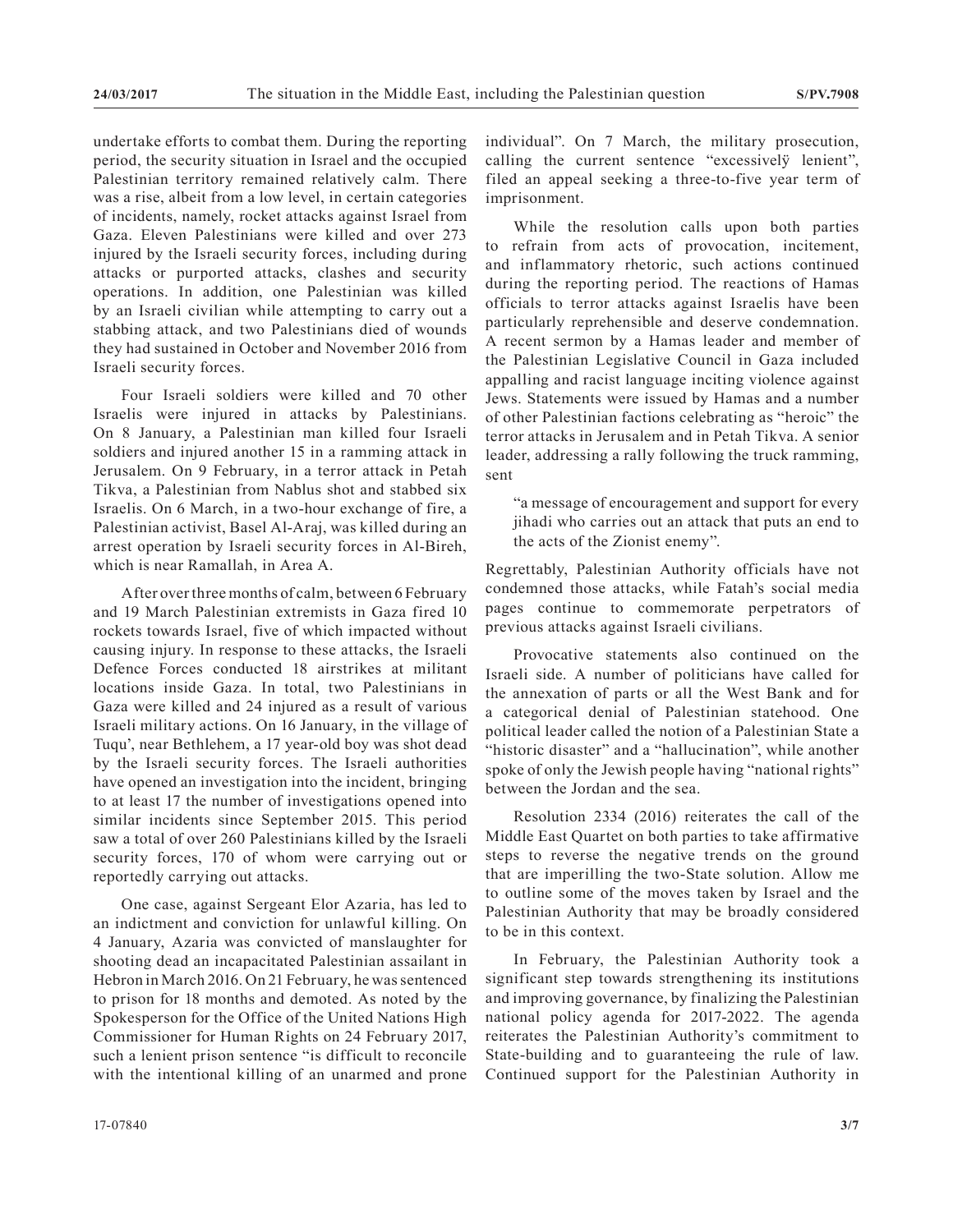undertake efforts to combat them. During the reporting period, the security situation in Israel and the occupied Palestinian territory remained relatively calm. There was a rise, albeit from a low level, in certain categories of incidents, namely, rocket attacks against Israel from Gaza. Eleven Palestinians were killed and over 273 injured by the Israeli security forces, including during attacks or purported attacks, clashes and security operations. In addition, one Palestinian was killed by an Israeli civilian while attempting to carry out a stabbing attack, and two Palestinians died of wounds they had sustained in October and November 2016 from Israeli security forces.

Four Israeli soldiers were killed and 70 other Israelis were injured in attacks by Palestinians. On 8 January, a Palestinian man killed four Israeli soldiers and injured another 15 in a ramming attack in Jerusalem. On 9 February, in a terror attack in Petah Tikva, a Palestinian from Nablus shot and stabbed six Israelis. On 6 March, in a two-hour exchange of fire, a Palestinian activist, Basel Al-Araj, was killed during an arrest operation by Israeli security forces in Al-Bireh, which is near Ramallah, in Area A.

After over three months of calm, between 6 February and 19 March Palestinian extremists in Gaza fired 10 rockets towards Israel, five of which impacted without causing injury. In response to these attacks, the Israeli Defence Forces conducted 18 airstrikes at militant locations inside Gaza. In total, two Palestinians in Gaza were killed and 24 injured as a result of various Israeli military actions. On 16 January, in the village of Tuqu', near Bethlehem, a 17 year-old boy was shot dead by the Israeli security forces. The Israeli authorities have opened an investigation into the incident, bringing to at least 17 the number of investigations opened into similar incidents since September 2015. This period saw a total of over 260 Palestinians killed by the Israeli security forces, 170 of whom were carrying out or reportedly carrying out attacks.

One case, against Sergeant Elor Azaria, has led to an indictment and conviction for unlawful killing. On 4 January, Azaria was convicted of manslaughter for shooting dead an incapacitated Palestinian assailant in Hebron in March 2016. On 21 February, he was sentenced to prison for 18 months and demoted. As noted by the Spokesperson for the Office of the United Nations High Commissioner for Human Rights on 24 February 2017, such a lenient prison sentence "is difficult to reconcile with the intentional killing of an unarmed and prone individual". On 7 March, the military prosecution, calling the current sentence "excessively lenient", filed an appeal seeking a three-to-five year term of imprisonment.

While the resolution calls upon both parties to refrain from acts of provocation, incitement, and inflammatory rhetoric, such actions continued during the reporting period. The reactions of Hamas officials to terror attacks against Israelis have been particularly reprehensible and deserve condemnation. A recent sermon by a Hamas leader and member of the Palestinian Legislative Council in Gaza included appalling and racist language inciting violence against Jews. Statements were issued by Hamas and a number of other Palestinian factions celebrating as "heroic" the terror attacks in Jerusalem and in Petah Tikva. A senior leader, addressing a rally following the truck ramming, sent

> "a message of encouragement and support for every jihadi who carries out an attack that puts an end to the acts of the Zionist enemy".

Regrettably, Palestinian Authority officials have not condemned those attacks, while Fatah's social media pages continue to commemorate perpetrators of previous attacks against Israeli civilians.

Provocative statements also continued on the Israeli side. A number of politicians have called for the annexation of parts or all the West Bank and for a categorical denial of Palestinian statehood. One political leader called the notion of a Palestinian State a "historic disaster" and a "hallucination", while another spoke of only the Jewish people having "national rights" between the Jordan and the sea.

Resolution 2334 (2016) reiterates the call of the Middle East Quartet on both parties to take affirmative steps to reverse the negative trends on the ground that are imperilling the two-State solution. Allow me to outline some of the moves taken by Israel and the Palestinian Authority that may be broadly considered to be in this context.

In February, the Palestinian Authority took a significant step towards strengthening its institutions and improving governance, by finalizing the Palestinian national policy agenda for 2017-2022. The agenda reiterates the Palestinian Authority's commitment to State-building and to guaranteeing the rule of law. Continued support for the Palestinian Authority in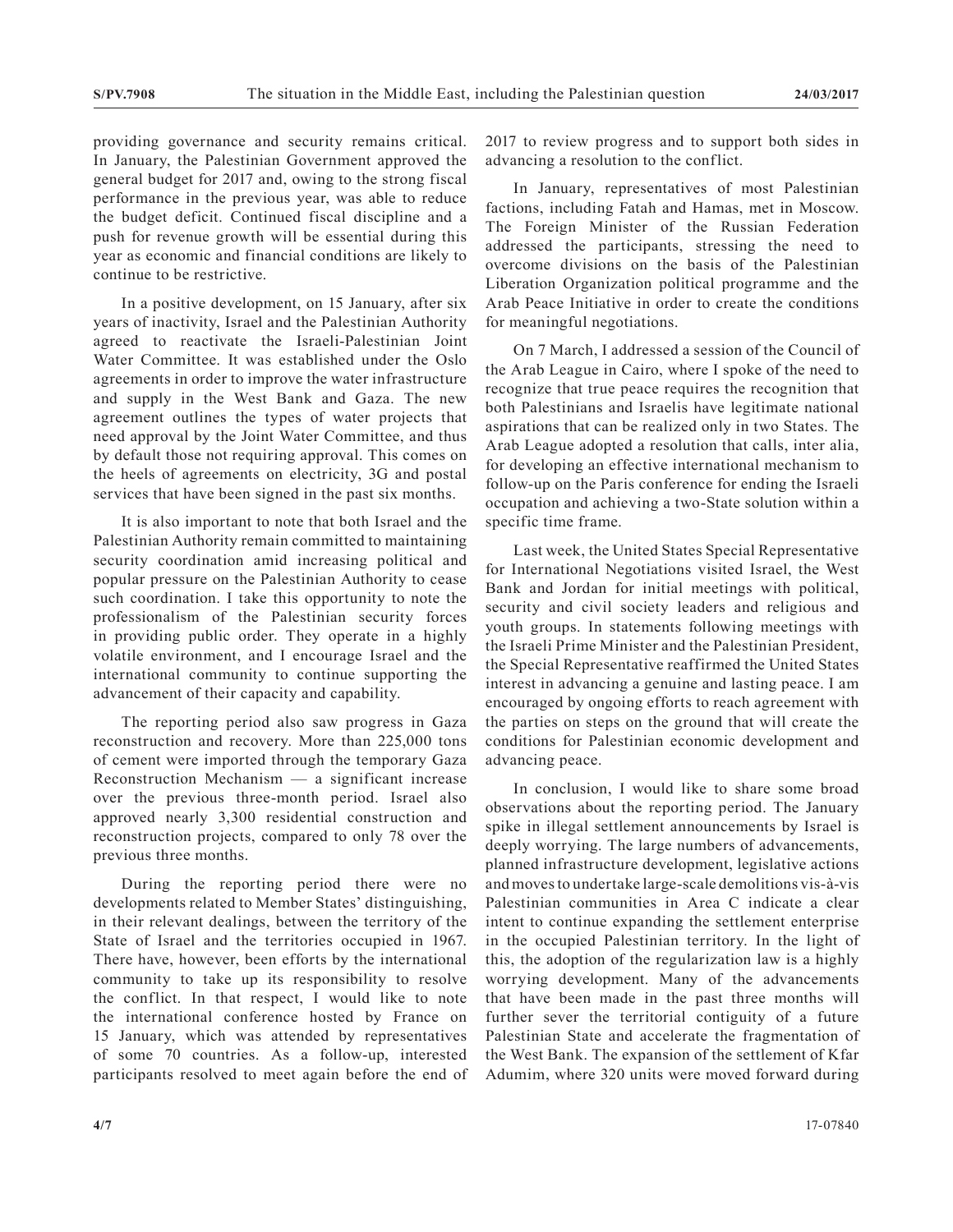providing governance and security remains critical. In January, the Palestinian Government approved the general budget for 2017 and, owing to the strong fiscal performance in the previous year, was able to reduce the budget deficit. Continued fiscal discipline and a push for revenue growth will be essential during this year as economic and financial conditions are likely to continue to be restrictive.

In a positive development, on 15 January, after six years of inactivity, Israel and the Palestinian Authority agreed to reactivate the Israeli-Palestinian Joint Water Committee. It was established under the Oslo agreements in order to improve the water infrastructure and supply in the West Bank and Gaza. The new agreement outlines the types of water projects that need approval by the Joint Water Committee, and thus by default those not requiring approval. This comes on the heels of agreements on electricity, 3G and postal services that have been signed in the past six months.

It is also important to note that both Israel and the Palestinian Authority remain committed to maintaining security coordination amid increasing political and popular pressure on the Palestinian Authority to cease such coordination. I take this opportunity to note the professionalism of the Palestinian security forces in providing public order. They operate in a highly volatile environment, and I encourage Israel and the international community to continue supporting the advancement of their capacity and capability.

The reporting period also saw progress in Gaza reconstruction and recovery. More than 225,000 tons of cement were imported through the temporary Gaza Reconstruction Mechanism — a significant increase over the previous three-month period. Israel also approved nearly 3,300 residential construction and reconstruction projects, compared to only 78 over the previous three months.

During the reporting period there were no developments related to Member States' distinguishing, in their relevant dealings, between the territory of the State of Israel and the territories occupied in 1967. There have, however, been efforts by the international community to take up its responsibility to resolve the conflict. In that respect, I would like to note the international conference hosted by France on 15 January, which was attended by representatives of some 70 countries. As a follow-up, interested participants resolved to meet again before the end of 2017 to review progress and to support both sides in advancing a resolution to the conflict.

In January, representatives of most Palestinian factions, including Fatah and Hamas, met in Moscow. The Foreign Minister of the Russian Federation addressed the participants, stressing the need to overcome divisions on the basis of the Palestinian Liberation Organization political programme and the Arab Peace Initiative in order to create the conditions for meaningful negotiations.

On 7 March, I addressed a session of the Council of the Arab League in Cairo, where I spoke of the need to recognize that true peace requires the recognition that both Palestinians and Israelis have legitimate national aspirations that can be realized only in two States. The Arab League adopted a resolution that calls, inter alia, for developing an effective international mechanism to follow-up on the Paris conference for ending the Israeli occupation and achieving a two-State solution within a specific time frame.

Last week, the United States Special Representative for International Negotiations visited Israel, the West Bank and Jordan for initial meetings with political, security and civil society leaders and religious and youth groups. In statements following meetings with the Israeli Prime Minister and the Palestinian President, the Special Representative reaffirmed the United States interest in advancing a genuine and lasting peace. I am encouraged by ongoing efforts to reach agreement with the parties on steps on the ground that will create the conditions for Palestinian economic development and advancing peace.

In conclusion, I would like to share some broad observations about the reporting period. The January spike in illegal settlement announcements by Israel is deeply worrying. The large numbers of advancements, planned infrastructure development, legislative actions and moves to undertake large-scale demolitions vis-à-vis Palestinian communities in Area C indicate a clear intent to continue expanding the settlement enterprise in the occupied Palestinian territory. In the light of this, the adoption of the regularization law is a highly worrying development. Many of the advancements that have been made in the past three months will further sever the territorial contiguity of a future Palestinian State and accelerate the fragmentation of the West Bank. The expansion of the settlement of Kfar Adumim, where 320 units were moved forward during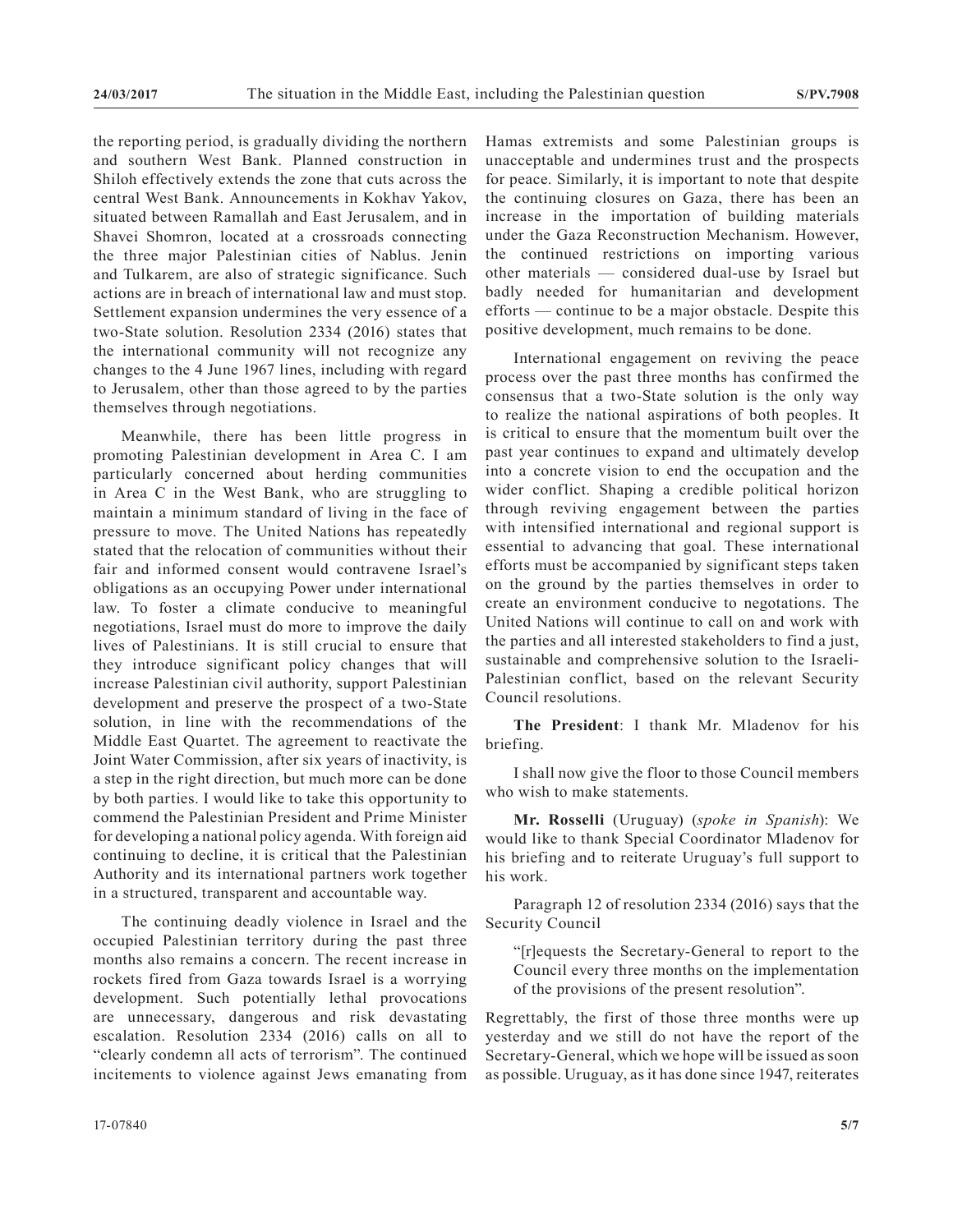the reporting period, is gradually dividing the northern and southern West Bank. Planned construction in Shiloh effectively extends the zone that cuts across the central West Bank. Announcements in Kokhav Yakov, situated between Ramallah and East Jerusalem, and in Shavei Shomron, located at a crossroads connecting the three major Palestinian cities of Nablus. Jenin and Tulkarem, are also of strategic significance. Such actions are in breach of international law and must stop. Settlement expansion undermines the very essence of a two-State solution. Resolution 2334 (2016) states that the international community will not recognize any changes to the 4 June 1967 lines, including with regard to Jerusalem, other than those agreed to by the parties themselves through negotiations.

Meanwhile, there has been little progress in promoting Palestinian development in Area C. I am particularly concerned about herding communities in Area C in the West Bank, who are struggling to maintain a minimum standard of living in the face of pressure to move. The United Nations has repeatedly stated that the relocation of communities without their fair and informed consent would contravene Israel's obligations as an occupying Power under international law. To foster a climate conducive to meaningful negotiations, Israel must do more to improve the daily lives of Palestinians. It is still crucial to ensure that they introduce significant policy changes that will increase Palestinian civil authority, support Palestinian development and preserve the prospect of a two-State solution, in line with the recommendations of the Middle East Quartet. The agreement to reactivate the Joint Water Commission, after six years of inactivity, is a step in the right direction, but much more can be done by both parties. I would like to take this opportunity to commend the Palestinian President and Prime Minister for developing a national policy agenda. With foreign aid continuing to decline, it is critical that the Palestinian Authority and its international partners work together in a structured, transparent and accountable way.

The continuing deadly violence in Israel and the occupied Palestinian territory during the past three months also remains a concern. The recent increase in rockets fired from Gaza towards Israel is a worrying development. Such potentially lethal provocations are unnecessary, dangerous and risk devastating escalation. Resolution 2334 (2016) calls on all to "clearly condemn all acts of terrorism". The continued incitements to violence against Jews emanating from Hamas extremists and some Palestinian groups is unacceptable and undermines trust and the prospects for peace. Similarly, it is important to note that despite the continuing closures on Gaza, there has been an increase in the importation of building materials under the Gaza Reconstruction Mechanism. However, the continued restrictions on importing various other materials — considered dual-use by Israel but badly needed for humanitarian and development efforts — continue to be a major obstacle. Despite this positive development, much remains to be done.

International engagement on reviving the peace process over the past three months has confirmed the consensus that a two-State solution is the only way to realize the national aspirations of both peoples. It is critical to ensure that the momentum built over the past year continues to expand and ultimately develop into a concrete vision to end the occupation and the wider conflict. Shaping a credible political horizon through reviving engagement between the parties with intensified international and regional support is essential to advancing that goal. These international efforts must be accompanied by significant steps taken on the ground by the parties themselves in order to create an environment conducive to negotiations. The United Nations will continue to call on and work with the parties and all interested stakeholders to find a just, sustainable and comprehensive solution to the Israeli-Palestinian conflict, based on the relevant Security Council resolutions.

**The President**: I thank Mr. Mladenov for his briefing.

I shall now give the floor to those Council members who wish to make statements.

**Mr. Rosselli** (Uruguay) (*spoke in Spanish*): We would like to thank Special Coordinator Mladenov for his briefing and to reiterate Uruguay's full support to his work.

Paragraph 12 of resolution 2334 (2016) says that the Security Council

"[r]equests the Secretary-General to report to the Council every three months on the implementation of the provisions of the present resolution".

Regrettably, the first of those three months were up yesterday and we still do not have the report of the Secretary-General, which we hope will be issued as soon as possible. Uruguay, as it has done since 1947, reiterates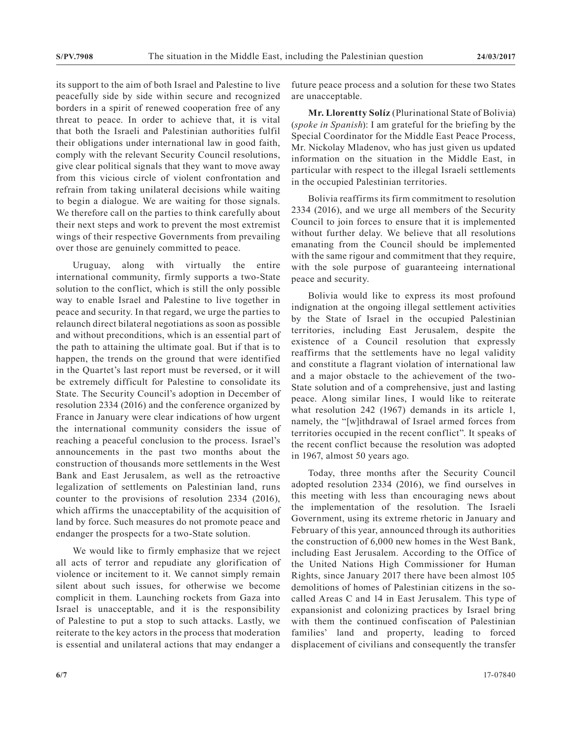its support to the aim of both Israel and Palestine to live peacefully side by side within secure and recognized borders in a spirit of renewed cooperation free of any threat to peace. In order to achieve that, it is vital that both the Israeli and Palestinian authorities fulfil their obligations under international law in good faith, comply with the relevant Security Council resolutions, give clear political signals that they want to move away from this vicious circle of violent confrontation and refrain from taking unilateral decisions while waiting to begin a dialogue. We are waiting for those signals. We therefore call on the parties to think carefully about their next steps and work to prevent the most extremist wings of their respective Governments from prevailing over those are genuinely committed to peace.

Uruguay, along with virtually the entire international community, firmly supports a two-State solution to the conflict, which is still the only possible way to enable Israel and Palestine to live together in peace and security. In that regard, we urge the parties to relaunch direct bilateral negotiations as soon as possible and without preconditions, which is an essential part of the path to attaining the ultimate goal. But if that is to happen, the trends on the ground that were identified in the Quartet's last report must be reversed, or it will be extremely difficult for Palestine to consolidate its State. The Security Council's adoption in December of resolution 2334 (2016) and the conference organized by France in January were clear indications of how urgent the international community considers the issue of reaching a peaceful conclusion to the process. Israel's announcements in the past two months about the construction of thousands more settlements in the West Bank and East Jerusalem, as well as the retroactive legalization of settlements on Palestinian land, runs counter to the provisions of resolution 2334 (2016), which affirms the unacceptability of the acquisition of land by force. Such measures do not promote peace and endanger the prospects for a two-State solution.

We would like to firmly emphasize that we reject all acts of terror and repudiate any glorification of violence or incitement to it. We cannot simply remain silent about such issues, for otherwise we become complicit in them. Launching rockets from Gaza into Israel is unacceptable, and it is the responsibility of Palestine to put a stop to such attacks. Lastly, we reiterate to the key actors in the process that moderation is essential and unilateral actions that may endanger a future peace process and a solution for these two States are unacceptable.

**Mr. Llorentty Solíz** (Plurinational State of Bolivia) (*spoke in Spanish*): I am grateful for the briefing by the Special Coordinator for the Middle East Peace Process, Mr. Nickolay Mladenov, who has just given us updated information on the situation in the Middle East, in particular with respect to the illegal Israeli settlements in the occupied Palestinian territories.

Bolivia reaffirms its firm commitment to resolution 2334 (2016), and we urge all members of the Security Council to join forces to ensure that it is implemented without further delay. We believe that all resolutions emanating from the Council should be implemented with the same rigour and commitment that they require, with the sole purpose of guaranteeing international peace and security.

Bolivia would like to express its most profound indignation at the ongoing illegal settlement activities by the State of Israel in the occupied Palestinian territories, including East Jerusalem, despite the existence of a Council resolution that expressly reaffirms that the settlements have no legal validity and constitute a flagrant violation of international law and a major obstacle to the achievement of the two-State solution and of a comprehensive, just and lasting peace. Along similar lines, I would like to reiterate what resolution 242 (1967) demands in its article 1, namely, the "[w]ithdrawal of Israel armed forces from territories occupied in the recent conflict". It speaks of the recent conflict because the resolution was adopted in 1967, almost 50 years ago.

Today, three months after the Security Council adopted resolution 2334 (2016), we find ourselves in this meeting with less than encouraging news about the implementation of the resolution. The Israeli Government, using its extreme rhetoric in January and February of this year, announced through its authorities the construction of 6,000 new homes in the West Bank, including East Jerusalem. According to the Office of the United Nations High Commissioner for Human Rights, since January 2017 there have been almost 105 demolitions of homes of Palestinian citizens in the so-called Areas C and 14 in East Jerusalem. This type of expansionist and colonizing practices by Israel bring with them the continued confiscation of Palestinian families' land and property, leading to forced displacement of civilians and consequently the transfer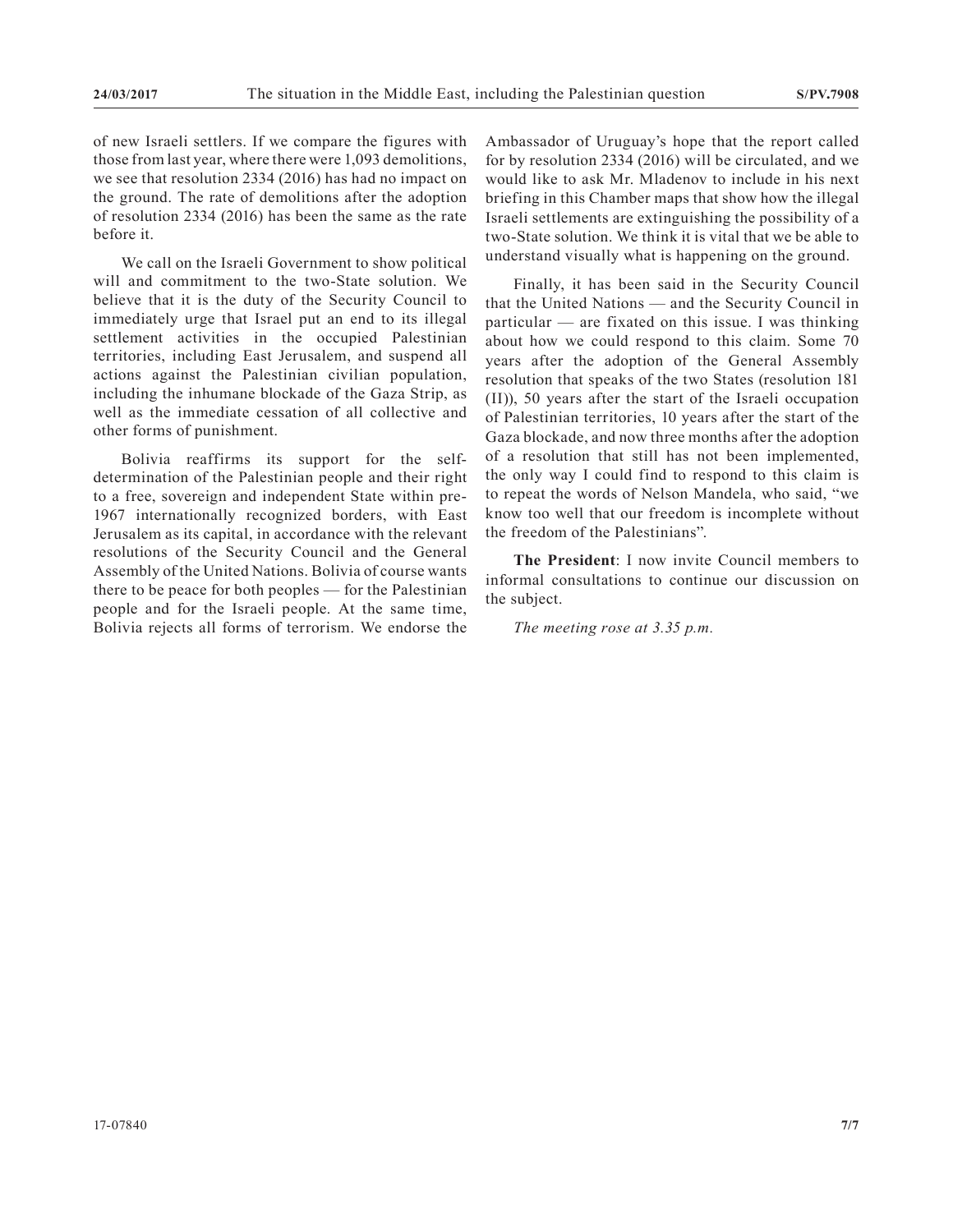of new Israeli settlers. If we compare the figures with those from last year, where there were 1,093 demolitions, we see that resolution 2334 (2016) has had no impact on the ground. The rate of demolitions after the adoption of resolution 2334 (2016) has been the same as the rate before it.

We call on the Israeli Government to show political will and commitment to the two-State solution. We believe that it is the duty of the Security Council to immediately urge that Israel put an end to its illegal settlement activities in the occupied Palestinian territories, including East Jerusalem, and suspend all actions against the Palestinian civilian population, including the inhumane blockade of the Gaza Strip, as well as the immediate cessation of all collective and other forms of punishment.

Bolivia reaffirms its support for the self-determination of the Palestinian people and their right to a free, sovereign and independent State within pre-1967 internationally recognized borders, with East Jerusalem as its capital, in accordance with the relevant resolutions of the Security Council and the General Assembly of the United Nations. Bolivia of course wants there to be peace for both peoples — for the Palestinian people and for the Israeli people. At the same time, Bolivia rejects all forms of terrorism. We endorse the Ambassador of Uruguay's hope that the report called for by resolution 2334 (2016) will be circulated, and we would like to ask Mr. Mladenov to include in his next briefing in this Chamber maps that show how the illegal Israeli settlements are extinguishing the possibility of a two-State solution. We think it is vital that we be able to understand visually what is happening on the ground.

Finally, it has been said in the Security Council that the United Nations — and the Security Council in particular — are fixated on this issue. I was thinking about how we could respond to this claim. Some 70 years after the adoption of the General Assembly resolution that speaks of the two States (resolution 181 (II)), 50 years after the start of the Israeli occupation of Palestinian territories, 10 years after the start of the Gaza blockade, and now three months after the adoption of a resolution that still has not been implemented, the only way I could find to respond to this claim is to repeat the words of Nelson Mandela, who said, "we know too well that our freedom is incomplete without the freedom of the Palestinians".

**The President**: I now invite Council members to informal consultations to continue our discussion on the subject.

*The meeting rose at 3.35 p.m.*